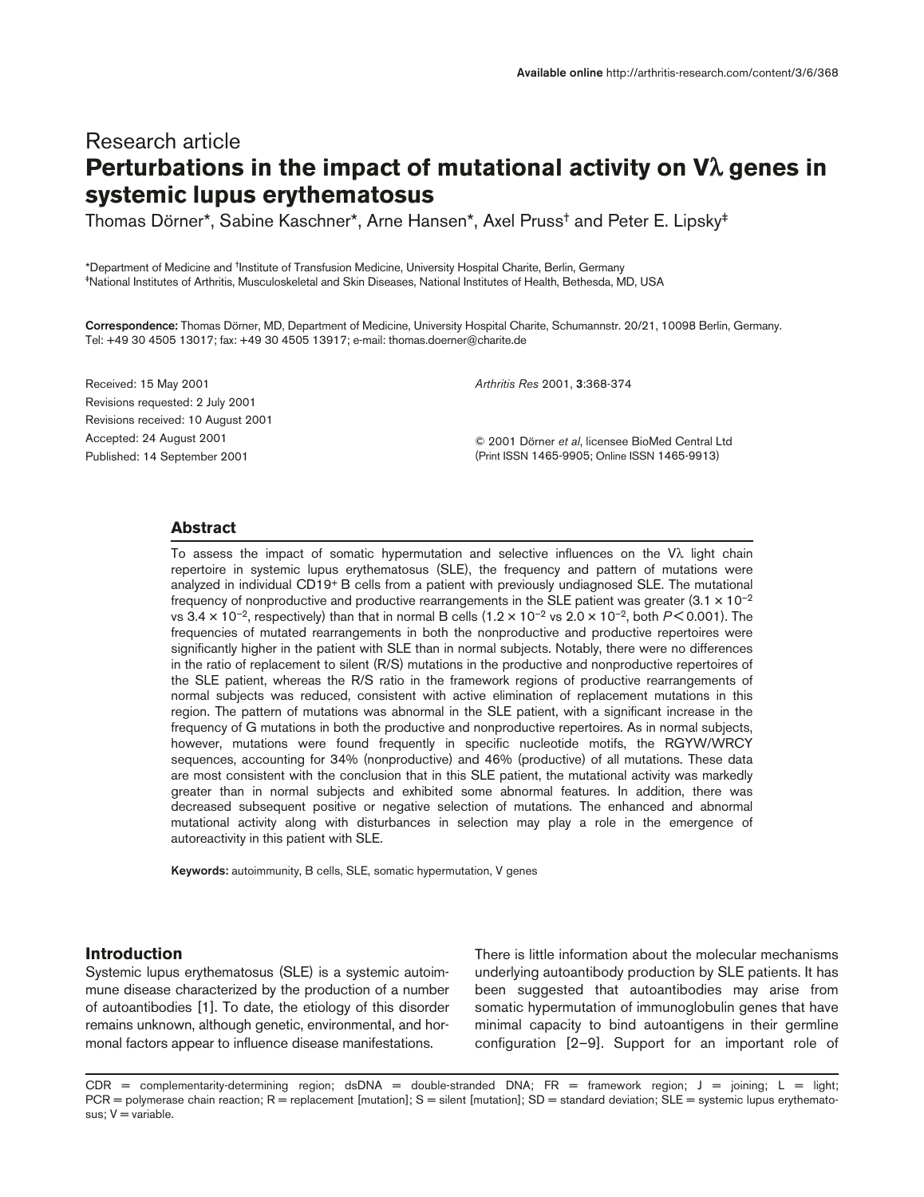Research article

# Perturbations in the impact of mutational activity on Vλ genes in systemic lupus erythematosus

Thomas Dörner*, Sabine Kaschner*, Arne Hansen*, Axel Pruss† and Peter E. Lipsky‡

*Department of Medicine and †Institute of Transfusion Medicine, University Hospital Charite, Berlin, Germany
‡National Institutes of Arthritis, Musculoskeletal and Skin Diseases, National Institutes of Health, Bethesda, MD, USA

**Correspondence:** Thomas Dörner, MD, Department of Medicine, University Hospital Charite, Schumannstr. 20/21, 10098 Berlin, Germany. Tel: +49 30 4505 13017; fax: +49 30 4505 13917; e-mail: thomas.doerner@charite.de

Received: 15 May 2001
Revisions requested: 2 July 2001
Revisions received: 10 August 2001
Accepted: 24 August 2001
Published: 14 September 2001

*Arthritis Res* 2001, **3**:368-374

© 2001 Dörner *et al*, licensee BioMed Central Ltd
(Print ISSN 1465-9905; Online ISSN 1465-9913)

## Abstract

To assess the impact of somatic hypermutation and selective influences on the Vλ light chain repertoire in systemic lupus erythematosus (SLE), the frequency and pattern of mutations were analyzed in individual $CD19^+$ B cells from a patient with previously undiagnosed SLE. The mutational frequency of nonproductive and productive rearrangements in the SLE patient was greater ($3.1 \times 10^{-2}$ vs $3.4 \times 10^{-2}$, respectively) than that in normal B cells ($1.2 \times 10^{-2}$ vs $2.0 \times 10^{-2}$, both $P < 0.001$). The frequencies of mutated rearrangements in both the nonproductive and productive repertoires were significantly higher in the patient with SLE than in normal subjects. Notably, there were no differences in the ratio of replacement to silent (R/S) mutations in the productive and nonproductive repertoires of the SLE patient, whereas the R/S ratio in the framework regions of productive rearrangements of normal subjects was reduced, consistent with active elimination of replacement mutations in this region. The pattern of mutations was abnormal in the SLE patient, with a significant increase in the frequency of G mutations in both the productive and nonproductive repertoires. As in normal subjects, however, mutations were found frequently in specific nucleotide motifs, the RGYW/WRCY sequences, accounting for 34% (nonproductive) and 46% (productive) of all mutations. These data are most consistent with the conclusion that in this SLE patient, the mutational activity was markedly greater than in normal subjects and exhibited some abnormal features. In addition, there was decreased subsequent positive or negative selection of mutations. The enhanced and abnormal mutational activity along with disturbances in selection may play a role in the emergence of autoreactivity in this patient with SLE.

**Keywords:** autoimmunity, B cells, SLE, somatic hypermutation, V genes

## Introduction

Systemic lupus erythematosus (SLE) is a systemic autoimmune disease characterized by the production of a number of autoantibodies [1]. To date, the etiology of this disorder remains unknown, although genetic, environmental, and hormonal factors appear to influence disease manifestations.

There is little information about the molecular mechanisms underlying autoantibody production by SLE patients. It has been suggested that autoantibodies may arise from somatic hypermutation of immunoglobulin genes that have minimal capacity to bind autoantigens in their germline configuration [2–9]. Support for an important role of

CDR = complementarity-determining region; dsDNA = double-stranded DNA; FR = framework region; J = joining; L = light; PCR = polymerase chain reaction; R = replacement [mutation]; S = silent [mutation]; SD = standard deviation; SLE = systemic lupus erythematosus; V = variable.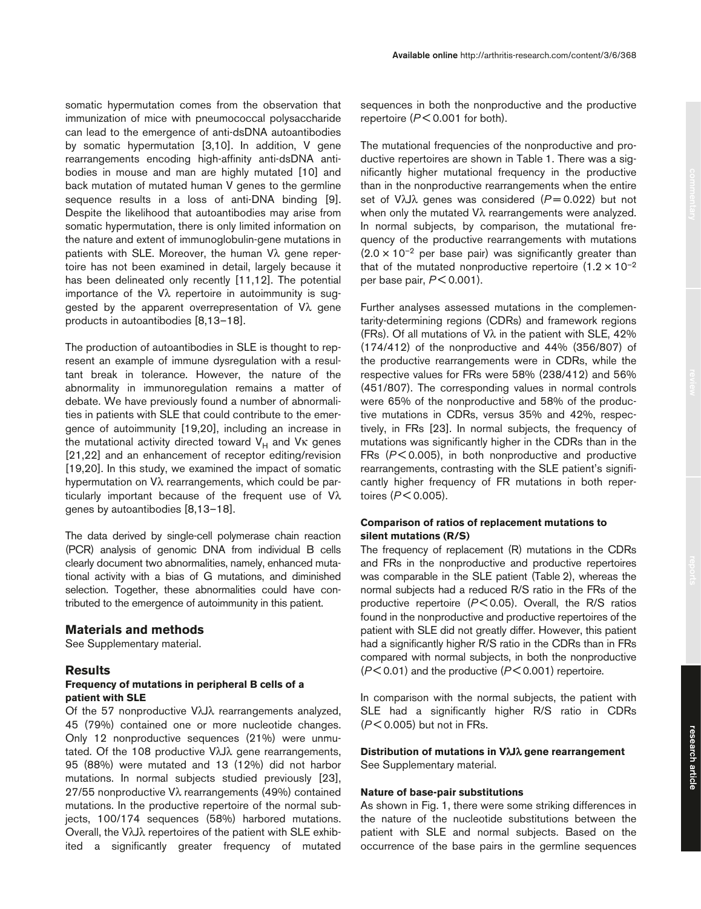somatic hypermutation comes from the observation that immunization of mice with pneumococcal polysaccharide can lead to the emergence of anti-dsDNA autoantibodies by somatic hypermutation [3,10]. In addition, V gene rearrangements encoding high-affinity anti-dsDNA antibodies in mouse and man are highly mutated [10] and back mutation of mutated human V genes to the germline sequence results in a loss of anti-DNA binding [9]. Despite the likelihood that autoantibodies may arise from somatic hypermutation, there is only limited information on the nature and extent of immunoglobulin-gene mutations in patients with SLE. Moreover, the human Vλ gene repertoire has not been examined in detail, largely because it has been delineated only recently [11,12]. The potential importance of the Vλ repertoire in autoimmunity is suggested by the apparent overrepresentation of Vλ gene products in autoantibodies [8,13–18].

The production of autoantibodies in SLE is thought to represent an example of immune dysregulation with a resultant break in tolerance. However, the nature of the abnormality in immunoregulation remains a matter of debate. We have previously found a number of abnormalities in patients with SLE that could contribute to the emergence of autoimmunity [19,20], including an increase in the mutational activity directed toward $V_H$ and Vκ genes [21,22] and an enhancement of receptor editing/revision [19,20]. In this study, we examined the impact of somatic hypermutation on Vλ rearrangements, which could be particularly important because of the frequent use of Vλ genes by autoantibodies [8,13–18].

The data derived by single-cell polymerase chain reaction (PCR) analysis of genomic DNA from individual B cells clearly document two abnormalities, namely, enhanced mutational activity with a bias of G mutations, and diminished selection. Together, these abnormalities could have contributed to the emergence of autoimmunity in this patient.

## Materials and methods

See Supplementary material.

## Results

### Frequency of mutations in peripheral B cells of a patient with SLE

Of the 57 nonproductive VλJλ rearrangements analyzed, 45 (79%) contained one or more nucleotide changes. Only 12 nonproductive sequences (21%) were unmutated. Of the 108 productive VλJλ gene rearrangements, 95 (88%) were mutated and 13 (12%) did not harbor mutations. In normal subjects studied previously [23], 27/55 nonproductive Vλ rearrangements (49%) contained mutations. In the productive repertoire of the normal subjects, 100/174 sequences (58%) harbored mutations. Overall, the VλJλ repertoires of the patient with SLE exhibited a significantly greater frequency of mutated sequences in both the nonproductive and the productive repertoire ($P < 0.001$ for both).

The mutational frequencies of the nonproductive and productive repertoires are shown in Table 1. There was a significantly higher mutational frequency in the productive than in the nonproductive rearrangements when the entire set of VλJλ genes was considered ($P = 0.022$) but not when only the mutated Vλ rearrangements were analyzed. In normal subjects, by comparison, the mutational frequency of the productive rearrangements with mutations ($2.0 \times 10^{-2}$ per base pair) was significantly greater than that of the mutated nonproductive repertoire ($1.2 \times 10^{-2}$ per base pair, $P < 0.001$).

Further analyses assessed mutations in the complementarity-determining regions (CDRs) and framework regions (FRs). Of all mutations of Vλ in the patient with SLE, 42% (174/412) of the nonproductive and 44% (356/807) of the productive rearrangements were in CDRs, while the respective values for FRs were 58% (238/412) and 56% (451/807). The corresponding values in normal controls were 65% of the nonproductive and 58% of the productive mutations in CDRs, versus 35% and 42%, respectively, in FRs [23]. In normal subjects, the frequency of mutations was significantly higher in the CDRs than in the FRs ($P < 0.005$), in both nonproductive and productive rearrangements, contrasting with the SLE patient's significantly higher frequency of FR mutations in both repertoires ($P < 0.005$).

### Comparison of ratios of replacement mutations to silent mutations (R/S)

The frequency of replacement (R) mutations in the CDRs and FRs in the nonproductive and productive repertoires was comparable in the SLE patient (Table 2), whereas the normal subjects had a reduced R/S ratio in the FRs of the productive repertoire ($P < 0.05$). Overall, the R/S ratios found in the nonproductive and productive repertoires of the patient with SLE did not greatly differ. However, this patient had a significantly higher R/S ratio in the CDRs than in FRs compared with normal subjects, in both the nonproductive ($P < 0.01$) and the productive ($P < 0.001$) repertoire.

In comparison with the normal subjects, the patient with SLE had a significantly higher R/S ratio in CDRs ($P < 0.005$) but not in FRs.

### Distribution of mutations in VλJλ gene rearrangement

See Supplementary material.

### Nature of base-pair substitutions

As shown in Fig. 1, there were some striking differences in the nature of the nucleotide substitutions between the patient with SLE and normal subjects. Based on the occurrence of the base pairs in the germline sequences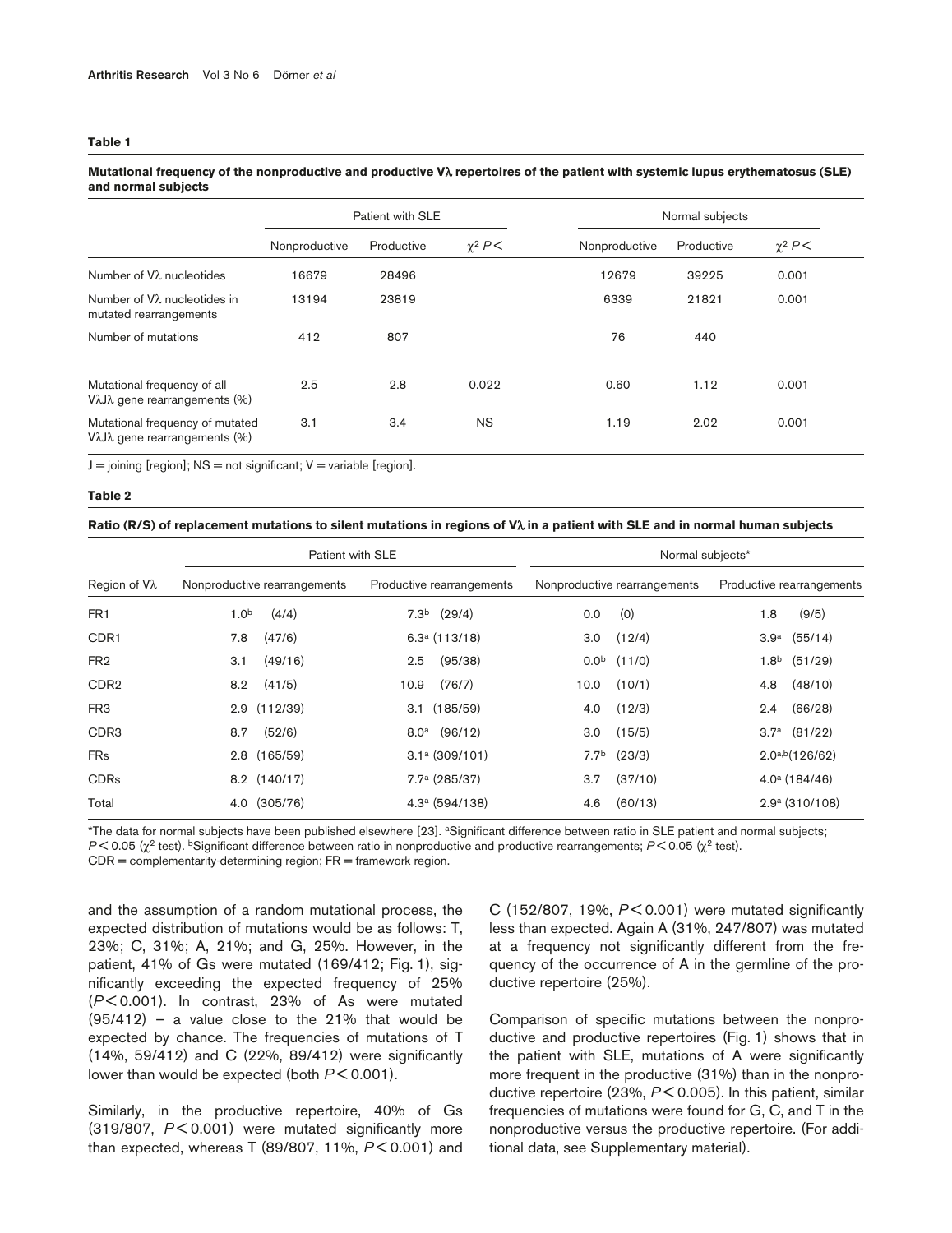**Table 1**

**Mutational frequency of the nonproductive and productive Vλ repertoires of the patient with systemic lupus erythematosus (SLE) and normal subjects**

| | Patient with SLE | | | Normal subjects | | |
|---|---|---|---|---|---|---|
| | Nonproductive | Productive | $\chi^2$ $P<$ | Nonproductive | Productive | $\chi^2$ $P<$ |
| Number of Vλ nucleotides | 16679 | 28496 | | 12679 | 39225 | 0.001 |
| Number of Vλ nucleotides in mutated rearrangements | 13194 | 23819 | | 6339 | 21821 | 0.001 |
| Number of mutations | 412 | 807 | | 76 | 440 | |
| Mutational frequency of all VλJλ gene rearrangements (%) | 2.5 | 2.8 | 0.022 | 0.60 | 1.12 | 0.001 |
| Mutational frequency of mutated VλJλ gene rearrangements (%) | 3.1 | 3.4 | NS | 1.19 | 2.02 | 0.001 |

J = joining [region]; NS = not significant; V = variable [region].

**Table 2**

**Ratio (R/S) of replacement mutations to silent mutations in regions of Vλ in a patient with SLE and in normal human subjects**

| | Patient with SLE | | Normal subjects* | |
|---|---|---|---|---|
| Region of Vλ | Nonproductive rearrangements | Productive rearrangements | Nonproductive rearrangements | Productive rearrangements |
| FR1 | 1.0[b] (4/4) | 7.3[b] (29/4) | 0.0 (0) | 1.8 (9/5) |
| CDR1 | 7.8 (47/6) | 6.3[a] (113/18) | 3.0 (12/4) | 3.9[a] (55/14) |
| FR2 | 3.1 (49/16) | 2.5 (95/38) | 0.0[b] (11/0) | 1.8[b] (51/29) |
| CDR2 | 8.2 (41/5) | 10.9 (76/7) | 10.0 (10/1) | 4.8 (48/10) |
| FR3 | 2.9 (112/39) | 3.1 (185/59) | 4.0 (12/3) | 2.4 (66/28) |
| CDR3 | 8.7 (52/6) | 8.0[a] (96/12) | 3.0 (15/5) | 3.7[a] (81/22) |
| FRs | 2.8 (165/59) | 3.1[a] (309/101) | 7.7[b] (23/3) | 2.0[a,b] (126/62) |
| CDRs | 8.2 (140/17) | 7.7[a] (285/37) | 3.7 (37/10) | 4.0[a] (184/46) |
| Total | 4.0 (305/76) | 4.3[a] (594/138) | 4.6 (60/13) | 2.9[a] (310/108) |

*The data for normal subjects have been published elsewhere [23]. [a]Significant difference between ratio in SLE patient and normal subjects; $P < 0.05$ ($\chi^2$ test). [b]Significant difference between ratio in nonproductive and productive rearrangements; $P < 0.05$ ($\chi^2$ test).
CDR = complementarity-determining region; FR = framework region.

and the assumption of a random mutational process, the expected distribution of mutations would be as follows: T, 23%; C, 31%; A, 21%; and G, 25%. However, in the patient, 41% of Gs were mutated (169/412; Fig. 1), significantly exceeding the expected frequency of 25% ($P < 0.001$). In contrast, 23% of As were mutated (95/412) – a value close to the 21% that would be expected by chance. The frequencies of mutations of T (14%, 59/412) and C (22%, 89/412) were significantly lower than would be expected (both $P < 0.001$).

Similarly, in the productive repertoire, 40% of Gs (319/807, $P < 0.001$) were mutated significantly more than expected, whereas T (89/807, 11%, $P < 0.001$) and C (152/807, 19%, $P < 0.001$) were mutated significantly less than expected. Again A (31%, 247/807) was mutated at a frequency not significantly different from the frequency of the occurrence of A in the germline of the productive repertoire (25%).

Comparison of specific mutations between the nonproductive and productive repertoires (Fig. 1) shows that in the patient with SLE, mutations of A were significantly more frequent in the productive (31%) than in the nonproductive repertoire (23%, $P < 0.005$). In this patient, similar frequencies of mutations were found for G, C, and T in the nonproductive versus the productive repertoire. (For additional data, see Supplementary material).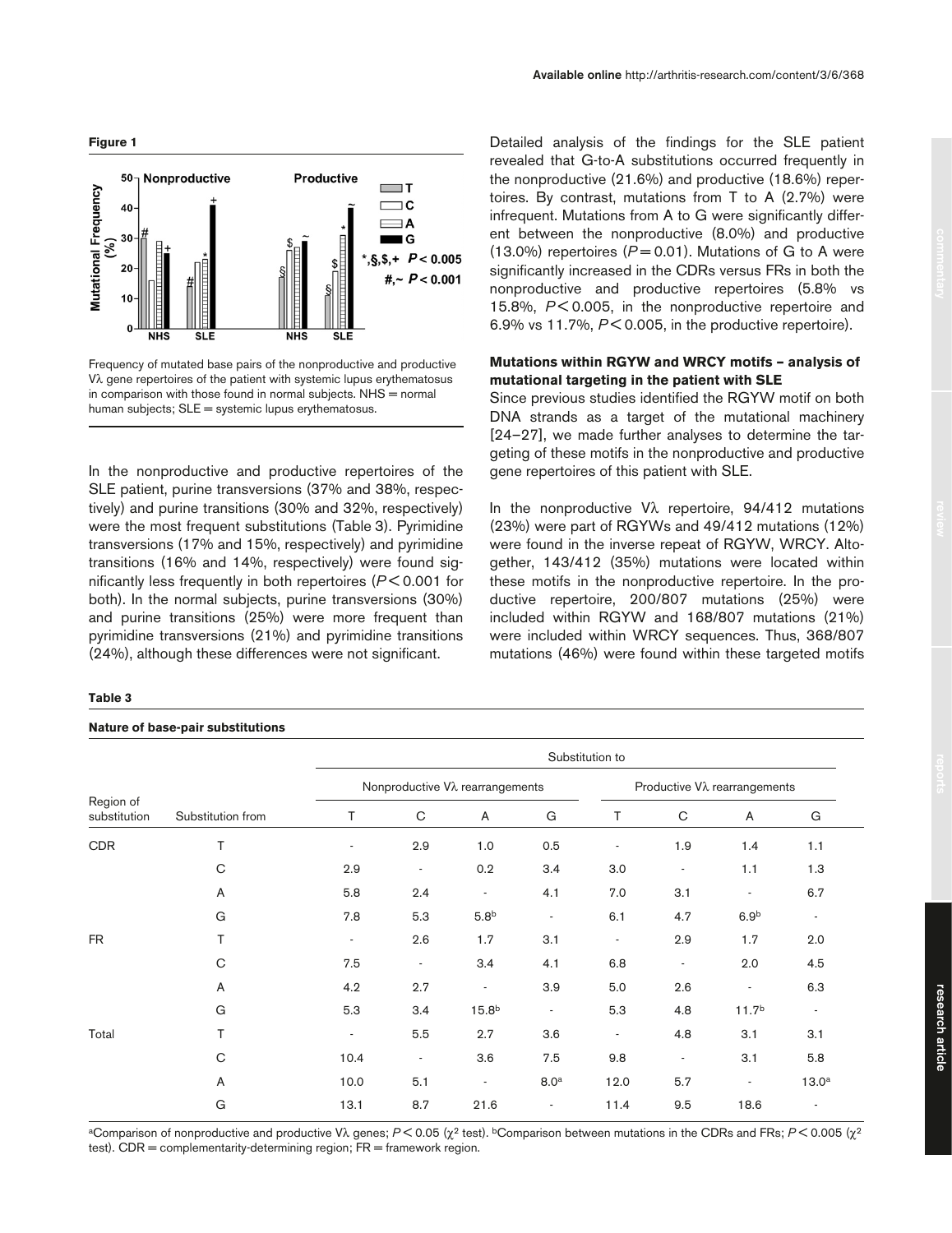**Figure 1**

Frequency of mutated base pairs of the nonproductive and productive Vλ gene repertoires of the patient with systemic lupus erythematosus in comparison with those found in normal subjects. NHS = normal human subjects; SLE = systemic lupus erythematosus.

In the nonproductive and productive repertoires of the SLE patient, purine transversions (37% and 38%, respectively) and purine transitions (30% and 32%, respectively) were the most frequent substitutions (Table 3). Pyrimidine transversions (17% and 15%, respectively) and pyrimidine transitions (16% and 14%, respectively) were found significantly less frequently in both repertoires ($P < 0.001$ for both). In the normal subjects, purine transversions (30%) and purine transitions (25%) were more frequent than pyrimidine transversions (21%) and pyrimidine transitions (24%), although these differences were not significant.

Detailed analysis of the findings for the SLE patient revealed that G-to-A substitutions occurred frequently in the nonproductive (21.6%) and productive (18.6%) repertoires. By contrast, mutations from T to A (2.7%) were infrequent. Mutations from A to G were significantly different between the nonproductive (8.0%) and productive (13.0%) repertoires ($P = 0.01$). Mutations of G to A were significantly increased in the CDRs versus FRs in both the nonproductive and productive repertoires (5.8% vs 15.8%, $P < 0.005$, in the nonproductive repertoire and 6.9% vs 11.7%, $P < 0.005$, in the productive repertoire).

### Mutations within RGYW and WRCY motifs – analysis of mutational targeting in the patient with SLE

Since previous studies identified the RGYW motif on both DNA strands as a target of the mutational machinery [24–27], we made further analyses to determine the targeting of these motifs in the nonproductive and productive gene repertoires of this patient with SLE.

In the nonproductive Vλ repertoire, 94/412 mutations (23%) were part of RGYWs and 49/412 mutations (12%) were found in the inverse repeat of RGYW, WRCY. Altogether, 143/412 (35%) mutations were located within these motifs in the nonproductive repertoire. In the productive repertoire, 200/807 mutations (25%) were included within RGYW and 168/807 mutations (21%) were included within WRCY sequences. Thus, 368/807 mutations (46%) were found within these targeted motifs

**Table 3**

**Nature of base-pair substitutions**

| Region of substitution | Substitution from | Substitution to | | | | | | | |
|---|---|---|---|---|---|---|---|---|---|
| | | Nonproductive Vλ rearrangements | | | | Productive Vλ rearrangements | | | |
| | | T | C | A | G | T | C | A | G |
| CDR | T | - | 2.9 | 1.0 | 0.5 | - | 1.9 | 1.4 | 1.1 |
| | C | 2.9 | - | 0.2 | 3.4 | 3.0 | - | 1.1 | 1.3 |
| | A | 5.8 | 2.4 | - | 4.1 | 7.0 | 3.1 | - | 6.7 |
| | G | 7.8 | 5.3 | 5.8[b] | - | 6.1 | 4.7 | 6.9[b] | - |
| FR | T | - | 2.6 | 1.7 | 3.1 | - | 2.9 | 1.7 | 2.0 |
| | C | 7.5 | - | 3.4 | 4.1 | 6.8 | - | 2.0 | 4.5 |
| | A | 4.2 | 2.7 | - | 3.9 | 5.0 | 2.6 | - | 6.3 |
| | G | 5.3 | 3.4 | 15.8[b] | - | 5.3 | 4.8 | 11.7[b] | - |
| Total | T | - | 5.5 | 2.7 | 3.6 | - | 4.8 | 3.1 | 3.1 |
| | C | 10.4 | - | 3.6 | 7.5 | 9.8 | - | 3.1 | 5.8 |
| | A | 10.0 | 5.1 | - | 8.0[a] | 12.0 | 5.7 | - | 13.0[a] |
| | G | 13.1 | 8.7 | 21.6 | - | 11.4 | 9.5 | 18.6 | - |

[a]Comparison of nonproductive and productive Vλ genes; $P < 0.05$ ($\chi^2$ test). [b]Comparison between mutations in the CDRs and FRs; $P < 0.005$ ($\chi^2$ test). CDR = complementarity-determining region; FR = framework region.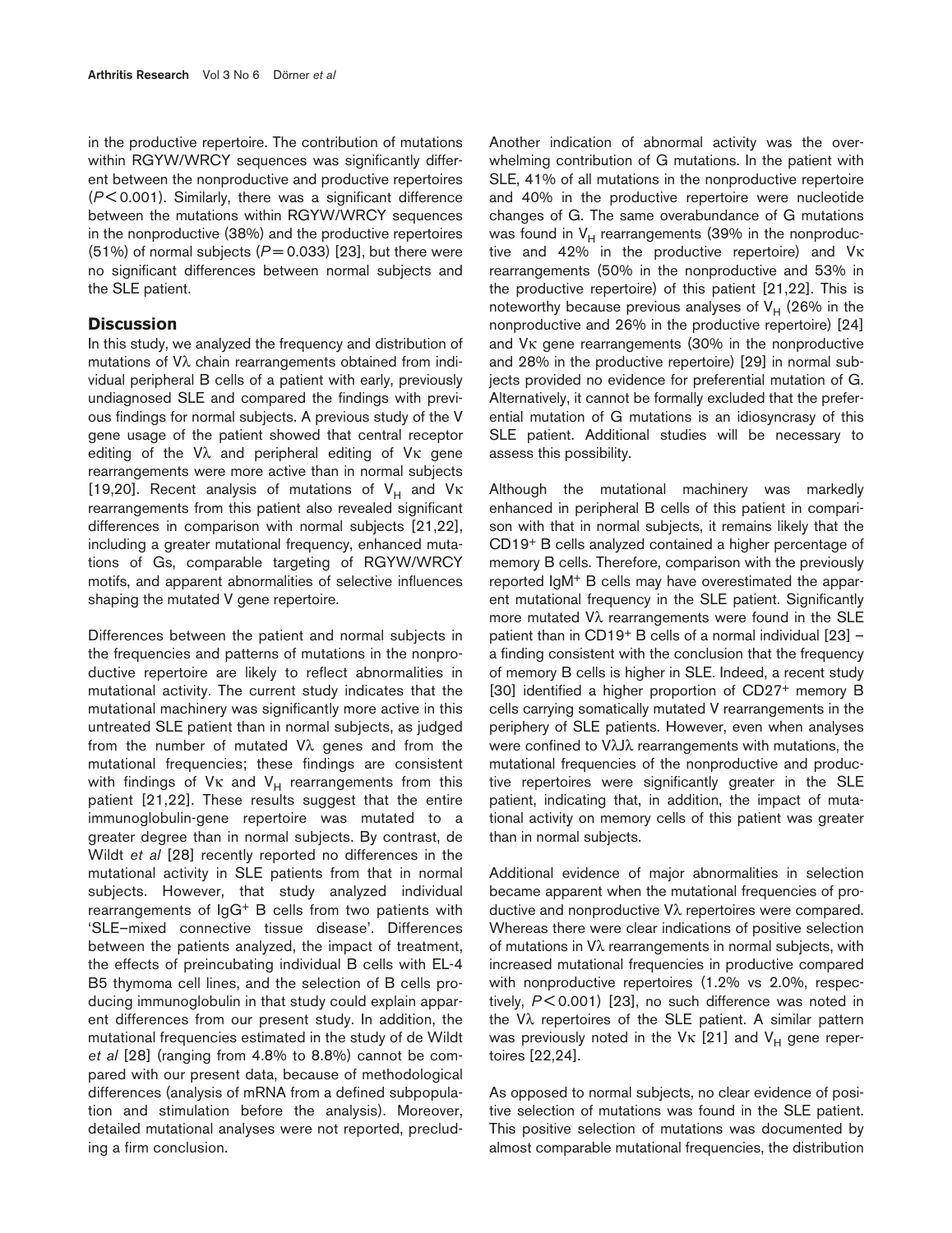in the productive repertoire. The contribution of mutations within RGYW/WRCY sequences was significantly different between the nonproductive and productive repertoires ($P < 0.001$). Similarly, there was a significant difference between the mutations within RGYW/WRCY sequences in the nonproductive (38%) and the productive repertoires (51%) of normal subjects ($P = 0.033$) [23], but there were no significant differences between normal subjects and the SLE patient.

## Discussion

In this study, we analyzed the frequency and distribution of mutations of Vλ chain rearrangements obtained from individual peripheral B cells of a patient with early, previously undiagnosed SLE and compared the findings with previous findings for normal subjects. A previous study of the V gene usage of the patient showed that central receptor editing of the Vλ and peripheral editing of Vκ gene rearrangements were more active than in normal subjects [19,20]. Recent analysis of mutations of $V_H$ and Vκ rearrangements from this patient also revealed significant differences in comparison with normal subjects [21,22], including a greater mutational frequency, enhanced mutations of Gs, comparable targeting of RGYW/WRCY motifs, and apparent abnormalities of selective influences shaping the mutated V gene repertoire.

Differences between the patient and normal subjects in the frequencies and patterns of mutations in the nonproductive repertoire are likely to reflect abnormalities in mutational activity. The current study indicates that the mutational machinery was significantly more active in this untreated SLE patient than in normal subjects, as judged from the number of mutated Vλ genes and from the mutational frequencies; these findings are consistent with findings of Vκ and $V_H$ rearrangements from this patient [21,22]. These results suggest that the entire immunoglobulin-gene repertoire was mutated to a greater degree than in normal subjects. By contrast, de Wildt *et al* [28] recently reported no differences in the mutational activity in SLE patients from that in normal subjects. However, that study analyzed individual rearrangements of $IgG^+$ B cells from two patients with 'SLE–mixed connective tissue disease'. Differences between the patients analyzed, the impact of treatment, the effects of preincubating individual B cells with EL-4 B5 thymoma cell lines, and the selection of B cells producing immunoglobulin in that study could explain apparent differences from our present study. In addition, the mutational frequencies estimated in the study of de Wildt *et al* [28] (ranging from 4.8% to 8.8%) cannot be compared with our present data, because of methodological differences (analysis of mRNA from a defined subpopulation and stimulation before the analysis). Moreover, detailed mutational analyses were not reported, precluding a firm conclusion.

Another indication of abnormal activity was the overwhelming contribution of G mutations. In the patient with SLE, 41% of all mutations in the nonproductive repertoire and 40% in the productive repertoire were nucleotide changes of G. The same overabundance of G mutations was found in $V_H$ rearrangements (39% in the nonproductive and 42% in the productive repertoire) and Vκ rearrangements (50% in the nonproductive and 53% in the productive repertoire) of this patient [21,22]. This is noteworthy because previous analyses of $V_H$ (26% in the nonproductive and 26% in the productive repertoire) [24] and Vκ gene rearrangements (30% in the nonproductive and 28% in the productive repertoire) [29] in normal subjects provided no evidence for preferential mutation of G. Alternatively, it cannot be formally excluded that the preferential mutation of G mutations is an idiosyncrasy of this SLE patient. Additional studies will be necessary to assess this possibility.

Although the mutational machinery was markedly enhanced in peripheral B cells of this patient in comparison with that in normal subjects, it remains likely that the $CD19^+$ B cells analyzed contained a higher percentage of memory B cells. Therefore, comparison with the previously reported $IgM^+$ B cells may have overestimated the apparent mutational frequency in the SLE patient. Significantly more mutated Vλ rearrangements were found in the SLE patient than in $CD19^+$ B cells of a normal individual [23] – a finding consistent with the conclusion that the frequency of memory B cells is higher in SLE. Indeed, a recent study [30] identified a higher proportion of $CD27^+$ memory B cells carrying somatically mutated V rearrangements in the periphery of SLE patients. However, even when analyses were confined to VλJλ rearrangements with mutations, the mutational frequencies of the nonproductive and productive repertoires were significantly greater in the SLE patient, indicating that, in addition, the impact of mutational activity on memory cells of this patient was greater than in normal subjects.

Additional evidence of major abnormalities in selection became apparent when the mutational frequencies of productive and nonproductive Vλ repertoires were compared. Whereas there were clear indications of positive selection of mutations in Vλ rearrangements in normal subjects, with increased mutational frequencies in productive compared with nonproductive repertoires (1.2% vs 2.0%, respectively, $P < 0.001$) [23], no such difference was noted in the Vλ repertoires of the SLE patient. A similar pattern was previously noted in the Vκ [21] and $V_H$ gene repertoires [22,24].

As opposed to normal subjects, no clear evidence of positive selection of mutations was found in the SLE patient. This positive selection of mutations was documented by almost comparable mutational frequencies, the distribution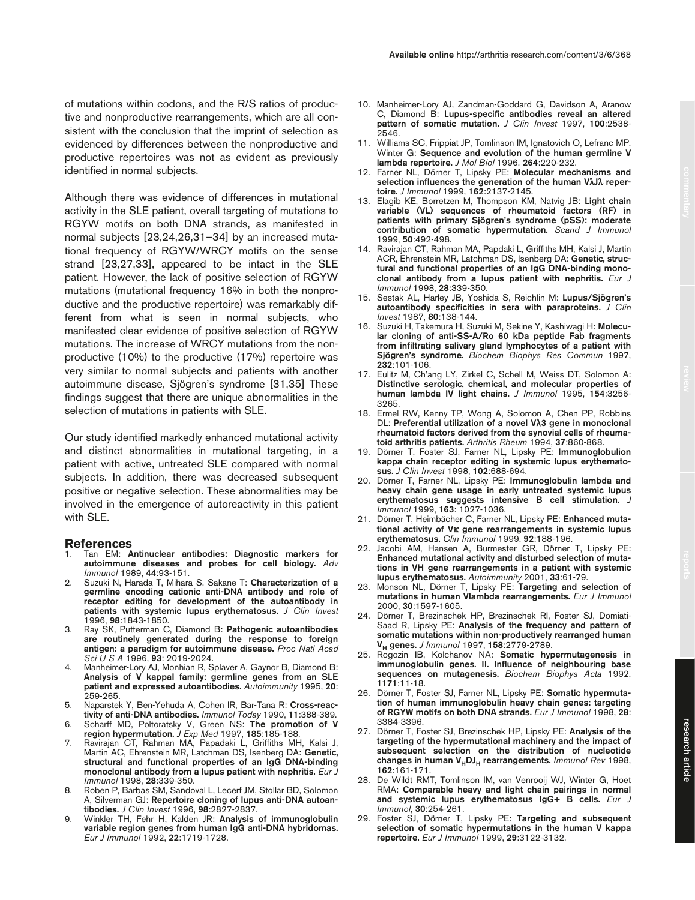of mutations within codons, and the R/S ratios of productive and nonproductive rearrangements, which are all consistent with the conclusion that the imprint of selection as evidenced by differences between the nonproductive and productive repertoires was not as evident as previously identified in normal subjects.

Although there was evidence of differences in mutational activity in the SLE patient, overall targeting of mutations to RGYW motifs on both DNA strands, as manifested in normal subjects [23,24,26,31–34] by an increased mutational frequency of RGYW/WRCY motifs on the sense strand [23,27,33], appeared to be intact in the SLE patient. However, the lack of positive selection of RGYW mutations (mutational frequency 16% in both the nonproductive and the productive repertoire) was remarkably different from what is seen in normal subjects, who manifested clear evidence of positive selection of RGYW mutations. The increase of WRCY mutations from the nonproductive (10%) to the productive (17%) repertoire was very similar to normal subjects and patients with another autoimmune disease, Sjögren's syndrome [31,35] These findings suggest that there are unique abnormalities in the selection of mutations in patients with SLE.

Our study identified markedly enhanced mutational activity and distinct abnormalities in mutational targeting, in a patient with active, untreated SLE compared with normal subjects. In addition, there was decreased subsequent positive or negative selection. These abnormalities may be involved in the emergence of autoreactivity in this patient with SLE.

## References

1. Tan EM: **Antinuclear antibodies: Diagnostic markers for autoimmune diseases and probes for cell biology.** *Adv Immunol* 1989, **44**:93-151.
2. Suzuki N, Harada T, Mihara S, Sakane T: **Characterization of a germline encoding cationic anti-DNA antibody and role of receptor editing for development of the autoantibody in patients with systemic lupus erythematosus.** *J Clin Invest* 1996, **98**:1843-1850.
3. Ray SK, Putterman C, Diamond B: **Pathogenic autoantibodies are routinely generated during the response to foreign antigen: a paradigm for autoimmune disease.** *Proc Natl Acad Sci U S A* 1996, **93**: 2019-2024.
4. Manheimer-Lory AJ, Monhian R, Splaver A, Gaynor B, Diamond B: **Analysis of V kappal family: germline genes from an SLE patient and expressed autoantibodies.** *Autoimmunity* 1995, **20**: 259-265.
5. Naparstek Y, Ben-Yehuda A, Cohen IR, Bar-Tana R: **Cross-reactivity of anti-DNA antibodies.** *Immunol Today* 1990, **11**:388-389.
6. Scharff MD, Poltoratsky V, Green NS: **The promotion of V region hypermutation.** *J Exp Med* 1997, **185**:185-188.
7. Ravirajan CT, Rahman MA, Papadaki L, Griffiths MH, Kalsi J, Martin AC, Ehrenstein MR, Latchman DS, Isenberg DA: **Genetic, structural and functional properties of an IgG DNA-binding monoclonal antibody from a lupus patient with nephritis.** *Eur J Immunol* 1998, **28**:339-350.
8. Roben P, Barbas SM, Sandoval L, Lecerf JM, Stollar BD, Solomon A, Silverman GJ: **Repertoire cloning of lupus anti-DNA autoantibodies.** *J Clin Invest* 1996, **98**:2827-2837.
9. Winkler TH, Fehr H, Kalden JR: **Analysis of immunoglobulin variable region genes from human IgG anti-DNA hybridomas.** *Eur J Immunol* 1992, **22**:1719-1728.
10. Manheimer-Lory AJ, Zandman-Goddard G, Davidson A, Aranow C, Diamond B: **Lupus-specific antibodies reveal an altered pattern of somatic mutation.** *J Clin Invest* 1997, **100**:2538-2546.
11. Williams SC, Frippiat JP, Tomlinson IM, Ignatovich O, Lefranc MP, Winter G: **Sequence and evolution of the human germline V lambda repertoire.** *J Mol Biol* 1996, **264**:220-232.
12. Farner NL, Dörner T, Lipsky PE: **Molecular mechanisms and selection influences the generation of the human VλJλ repertoire.** *J Immunol* 1999, **162**:2137-2145.
13. Elagib KE, Borretzen M, Thompson KM, Natvig JB: **Light chain variable (VL) sequences of rheumatoid factors (RF) in patients with primary Sjögren's syndrome (pSS): moderate contribution of somatic hypermutation.** *Scand J Immunol* 1999, **50**:492-498.
14. Ravirajan CT, Rahman MA, Papdaki L, Griffiths MH, Kalsi J, Martin ACR, Ehrenstein MR, Latchman DS, Isenberg DA: **Genetic, structural and functional properties of an IgG DNA-binding monoclonal antibody from a lupus patient with nephritis.** *Eur J Immunol* 1998, **28**:339-350.
15. Sestak AL, Harley JB, Yoshida S, Reichlin M: **Lupus/Sjögren's autoantibody specificities in sera with paraproteins.** *J Clin Invest* 1987, **80**:138-144.
16. Suzuki H, Takemura H, Suzuki M, Sekine Y, Kashiwagi H: **Molecular cloning of anti-SS-A/Ro 60 kDa peptide Fab fragments from infiltrating salivary gland lymphocytes of a patient with Sjögren's syndrome.** *Biochem Biophys Res Commun* 1997, **232**:101-106.
17. Eulitz M, Ch'ang LY, Zirkel C, Schell M, Weiss DT, Solomon A: **Distinctive serologic, chemical, and molecular properties of human lambda IV light chains.** *J Immunol* 1995, **154**:3256-3265.
18. Ermel RW, Kenny TP, Wong A, Solomon A, Chen PP, Robbins DL: **Preferential utilization of a novel Vλ3 gene in monoclonal rheumatoid factors derived from the synovial cells of rheumatoid arthritis patients.** *Arthritis Rheum* 1994, **37**:860-868.
19. Dörner T, Foster SJ, Farner NL, Lipsky PE: **Immunoglobulion kappa chain receptor editing in systemic lupus erythematosus.** *J Clin Invest* 1998, **102**:688-694.
20. Dörner T, Farner NL, Lipsky PE: **Immunoglobulin lambda and heavy chain gene usage in early untreated systemic lupus erythematosus suggests intensive B cell stimulation.** *J Immunol* 1999, **163**: 1027-1036.
21. Dörner T, Heimbächer C, Farner NL, Lipsky PE: **Enhanced mutational activity of Vκ gene rearrangements in systemic lupus erythematosus.** *Clin Immunol* 1999, **92**:188-196.
22. Jacobi AM, Hansen A, Burmester GR, Dörner T, Lipsky PE: **Enhanced mutational activity and disturbed selection of mutations in VH gene rearrangements in a patient with systemic lupus erythematosus.** *Autoimmunity* 2001, **33**:61-79.
23. Monson NL, Dörner T, Lipsky PE: **Targeting and selection of mutations in human Vlambda rearrangements.** *Eur J Immunol* 2000, **30**:1597-1605.
24. Dörner T, Brezinschek HP, Brezinschek RI, Foster SJ, Domiati-Saad R, Lipsky PE: **Analysis of the frequency and pattern of somatic mutations within non-productively rearranged human $V_H$ genes.** *J Immunol* 1997, **158**:2779-2789.
25. Rogozin IB, Kolchanov NA: **Somatic hypermutagenesis in immunoglobulin genes. II. Influence of neighbouring base sequences on mutagenesis.** *Biochem Biophys Acta* 1992, **1171**:11-18.
26. Dörner T, Foster SJ, Farner NL, Lipsky PE: **Somatic hypermutation of human immunoglobulin heavy chain genes: targeting of RGYW motifs on both DNA strands.** *Eur J Immunol* 1998, **28**: 3384-3396.
27. Dörner T, Foster SJ, Brezinschek HP, Lipsky PE: **Analysis of the targeting of the hypermutational machinery and the impact of subsequent selection on the distribution of nucleotide changes in human $V_HDJ_H$ rearrangements.** *Immunol Rev* 1998, **162**:161-171.
28. De Wildt RMT, Tomlinson IM, van Venrooij WJ, Winter G, Hoet RMA: **Comparable heavy and light chain pairings in normal and systemic lupus erythematosus IgG+ B cells.** *Eur J Immunol*, **30**:254-261.
29. Foster SJ, Dörner T, Lipsky PE: **Targeting and subsequent selection of somatic hypermutations in the human V kappa repertoire.** *Eur J Immunol* 1999, **29**:3122-3132.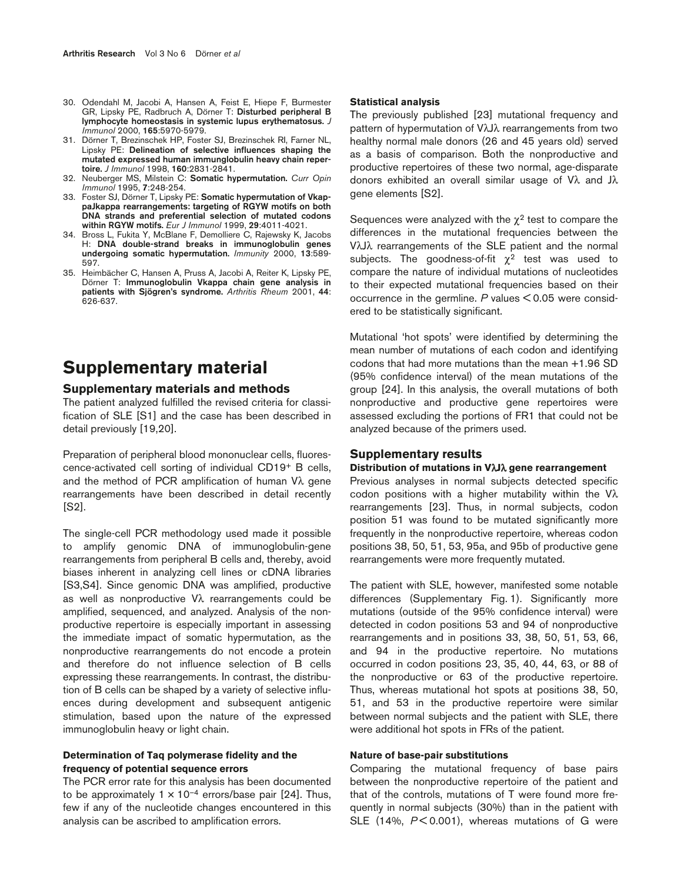30. Odendahl M, Jacobi A, Hansen A, Feist E, Hiepe F, Burmester GR, Lipsky PE, Radbruch A, Dörner T: **Disturbed peripheral B lymphocyte homeostasis in systemic lupus erythematosus.** *J Immunol* 2000, **165**:5970-5979.
31. Dörner T, Brezinschek HP, Foster SJ, Brezinschek Rl, Farner NL, Lipsky PE: **Delineation of selective influences shaping the mutated expressed human immunglobulin heavy chain repertoire.** *J Immunol* 1998, **160**:2831-2841.
32. Neuberger MS, Milstein C: **Somatic hypermutation.** *Curr Opin Immunol* 1995, **7**:248-254.
33. Foster SJ, Dörner T, Lipsky PE: **Somatic hypermutation of VkappaJkappa rearrangements: targeting of RGYW motifs on both DNA strands and preferential selection of mutated codons within RGYW motifs.** *Eur J Immunol* 1999, **29**:4011-4021.
34. Bross L, Fukita Y, McBlane F, Demolliere C, Rajewsky K, Jacobs H: **DNA double-strand breaks in immunoglobulin genes undergoing somatic hypermutation.** *Immunity* 2000, **13**:589-597.
35. Heimbächer C, Hansen A, Pruss A, Jacobi A, Reiter K, Lipsky PE, Dörner T: **Immunoglobulin Vkappa chain gene analysis in patients with Sjögren's syndrome.** *Arthritis Rheum* 2001, **44**: 626-637.

# Supplementary material

## Supplementary materials and methods

The patient analyzed fulfilled the revised criteria for classification of SLE [S1] and the case has been described in detail previously [19,20].

Preparation of peripheral blood mononuclear cells, fluorescence-activated cell sorting of individual $CD19^+$ B cells, and the method of PCR amplification of human Vλ gene rearrangements have been described in detail recently [S2].

The single-cell PCR methodology used made it possible to amplify genomic DNA of immunoglobulin-gene rearrangements from peripheral B cells and, thereby, avoid biases inherent in analyzing cell lines or cDNA libraries [S3,S4]. Since genomic DNA was amplified, productive as well as nonproductive Vλ rearrangements could be amplified, sequenced, and analyzed. Analysis of the nonproductive repertoire is especially important in assessing the immediate impact of somatic hypermutation, as the nonproductive rearrangements do not encode a protein and therefore do not influence selection of B cells expressing these rearrangements. In contrast, the distribution of B cells can be shaped by a variety of selective influences during development and subsequent antigenic stimulation, based upon the nature of the expressed immunoglobulin heavy or light chain.

#### Determination of Taq polymerase fidelity and the frequency of potential sequence errors

The PCR error rate for this analysis has been documented to be approximately $1 \times 10^{-4}$ errors/base pair [24]. Thus, few if any of the nucleotide changes encountered in this analysis can be ascribed to amplification errors.

#### Statistical analysis

The previously published [23] mutational frequency and pattern of hypermutation of VλJλ rearrangements from two healthy normal male donors (26 and 45 years old) served as a basis of comparison. Both the nonproductive and productive repertoires of these two normal, age-disparate donors exhibited an overall similar usage of Vλ and Jλ gene elements [S2].

Sequences were analyzed with the $\chi^2$ test to compare the differences in the mutational frequencies between the VλJλ rearrangements of the SLE patient and the normal subjects. The goodness-of-fit $\chi^2$ test was used to compare the nature of individual mutations of nucleotides to their expected mutational frequencies based on their occurrence in the germline. $P$ values $< 0.05$ were considered to be statistically significant.

Mutational 'hot spots' were identified by determining the mean number of mutations of each codon and identifying codons that had more mutations than the mean +1.96 SD (95% confidence interval) of the mean mutations of the group [24]. In this analysis, the overall mutations of both nonproductive and productive gene repertoires were assessed excluding the portions of FR1 that could not be analyzed because of the primers used.

## Supplementary results

#### Distribution of mutations in VλJλ gene rearrangement

Previous analyses in normal subjects detected specific codon positions with a higher mutability within the Vλ rearrangements [23]. Thus, in normal subjects, codon position 51 was found to be mutated significantly more frequently in the nonproductive repertoire, whereas codon positions 38, 50, 51, 53, 95a, and 95b of productive gene rearrangements were more frequently mutated.

The patient with SLE, however, manifested some notable differences (Supplementary Fig. 1). Significantly more mutations (outside of the 95% confidence interval) were detected in codon positions 53 and 94 of nonproductive rearrangements and in positions 33, 38, 50, 51, 53, 66, and 94 in the productive repertoire. No mutations occurred in codon positions 23, 35, 40, 44, 63, or 88 of the nonproductive or 63 of the productive repertoire. Thus, whereas mutational hot spots at positions 38, 50, 51, and 53 in the productive repertoire were similar between normal subjects and the patient with SLE, there were additional hot spots in FRs of the patient.

#### Nature of base-pair substitutions

Comparing the mutational frequency of base pairs between the nonproductive repertoire of the patient and that of the controls, mutations of T were found more frequently in normal subjects (30%) than in the patient with SLE (14%, $P < 0.001$), whereas mutations of G were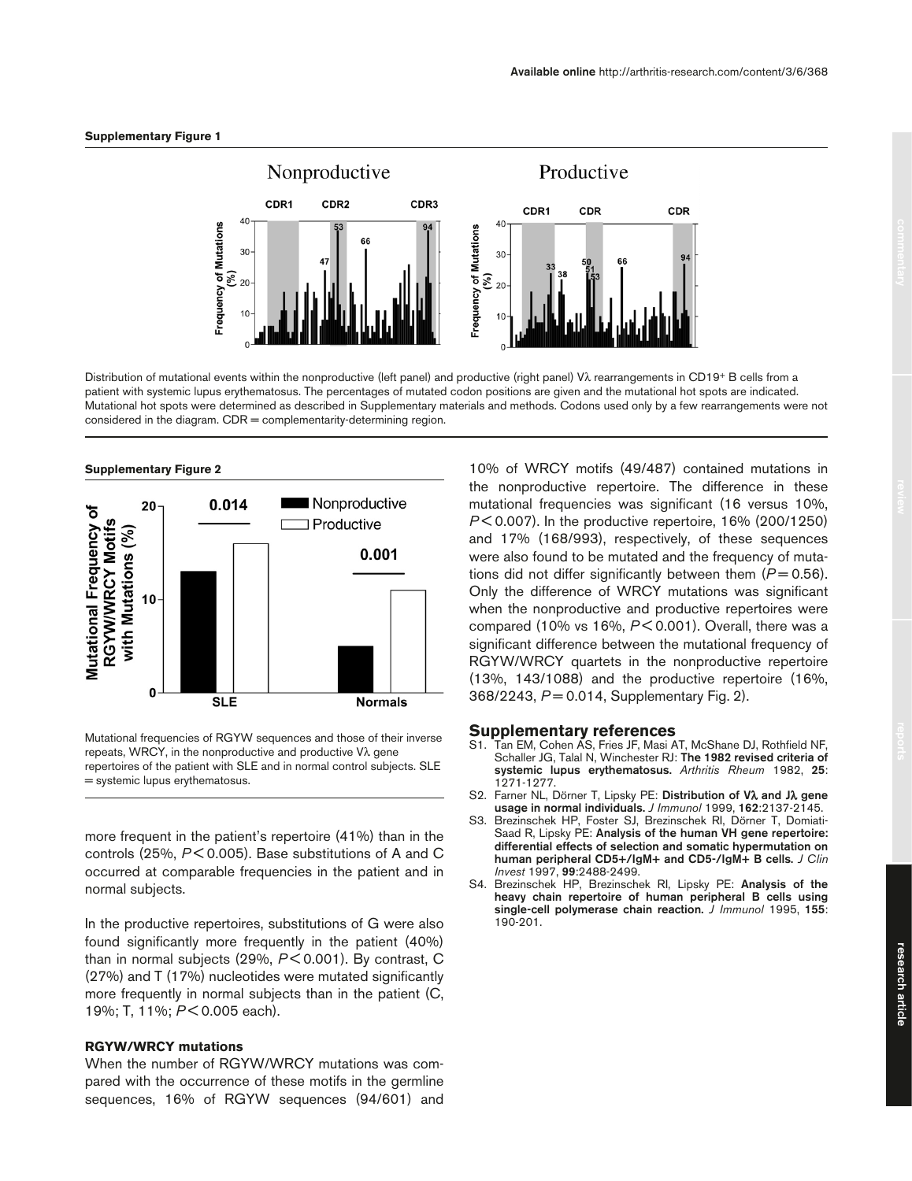**Supplementary Figure 1**

Nonproductive

CDR1 CDR2 CDR3

Frequency of Mutations (%)

53 94 66 47

Productive

CDR1 CDR CDR

Frequency of Mutations (%)

33 38 50 51 53 66 94

Distribution of mutational events within the nonproductive (left panel) and productive (right panel) Vλ rearrangements in CD19+ B cells from a patient with systemic lupus erythematosus. The percentages of mutated codon positions are given and the mutational hot spots are indicated. Mutational hot spots were determined as described in Supplementary materials and methods. Codons used only by a few rearrangements were not considered in the diagram. CDR = complementarity-determining region.

**Supplementary Figure 2**

Mutational Frequency of RGYW/WRCY Motifs with Mutations (%)

0.014

0.001

Nonproductive

Productive

SLE

Normals

Mutational frequencies of RGYW sequences and those of their inverse repeats, WRCY, in the nonproductive and productive Vλ gene repertoires of the patient with SLE and in normal control subjects. SLE = systemic lupus erythematosus.

more frequent in the patient's repertoire (41%) than in the controls (25%, $P < 0.005$). Base substitutions of A and C occurred at comparable frequencies in the patient and in normal subjects.

In the productive repertoires, substitutions of G were also found significantly more frequently in the patient (40%) than in normal subjects (29%, $P < 0.001$). By contrast, C (27%) and T (17%) nucleotides were mutated significantly more frequently in normal subjects than in the patient (C, 19%; T, 11%; $P < 0.005$ each).

#### RGYW/WRCY mutations

When the number of RGYW/WRCY mutations was compared with the occurrence of these motifs in the germline sequences, 16% of RGYW sequences (94/601) and 10% of WRCY motifs (49/487) contained mutations in the nonproductive repertoire. The difference in these mutational frequencies was significant (16 versus 10%, $P < 0.007$). In the productive repertoire, 16% (200/1250) and 17% (168/993), respectively, of these sequences were also found to be mutated and the frequency of mutations did not differ significantly between them ($P = 0.56$). Only the difference of WRCY mutations was significant when the nonproductive and productive repertoires were compared (10% vs 16%, $P < 0.001$). Overall, there was a significant difference between the mutational frequency of RGYW/WRCY quartets in the nonproductive repertoire (13%, 143/1088) and the productive repertoire (16%, 368/2243, $P = 0.014$, Supplementary Fig. 2).

## Supplementary references

S1. Tan EM, Cohen AS, Fries JF, Masi AT, McShane DJ, Rothfield NF, Schaller JG, Talal N, Winchester RJ: **The 1982 revised criteria of systemic lupus erythematosus.** *Arthritis Rheum* 1982, **25**: 1271-1277.

S2. Farner NL, Dörner T, Lipsky PE: **Distribution of Vλ and Jλ gene usage in normal individuals.** *J Immunol* 1999, **162**:2137-2145.

S3. Brezinschek HP, Foster SJ, Brezinschek RI, Dörner T, Domiati-Saad R, Lipsky PE: **Analysis of the human VH gene repertoire: differential effects of selection and somatic hypermutation on human peripheral CD5+/IgM+ and CD5-/IgM+ B cells.** *J Clin Invest* 1997, **99**:2488-2499.

S4. Brezinschek HP, Brezinschek RI, Lipsky PE: **Analysis of the heavy chain repertoire of human peripheral B cells using single-cell polymerase chain reaction.** *J Immunol* 1995, **155**: 190-201.